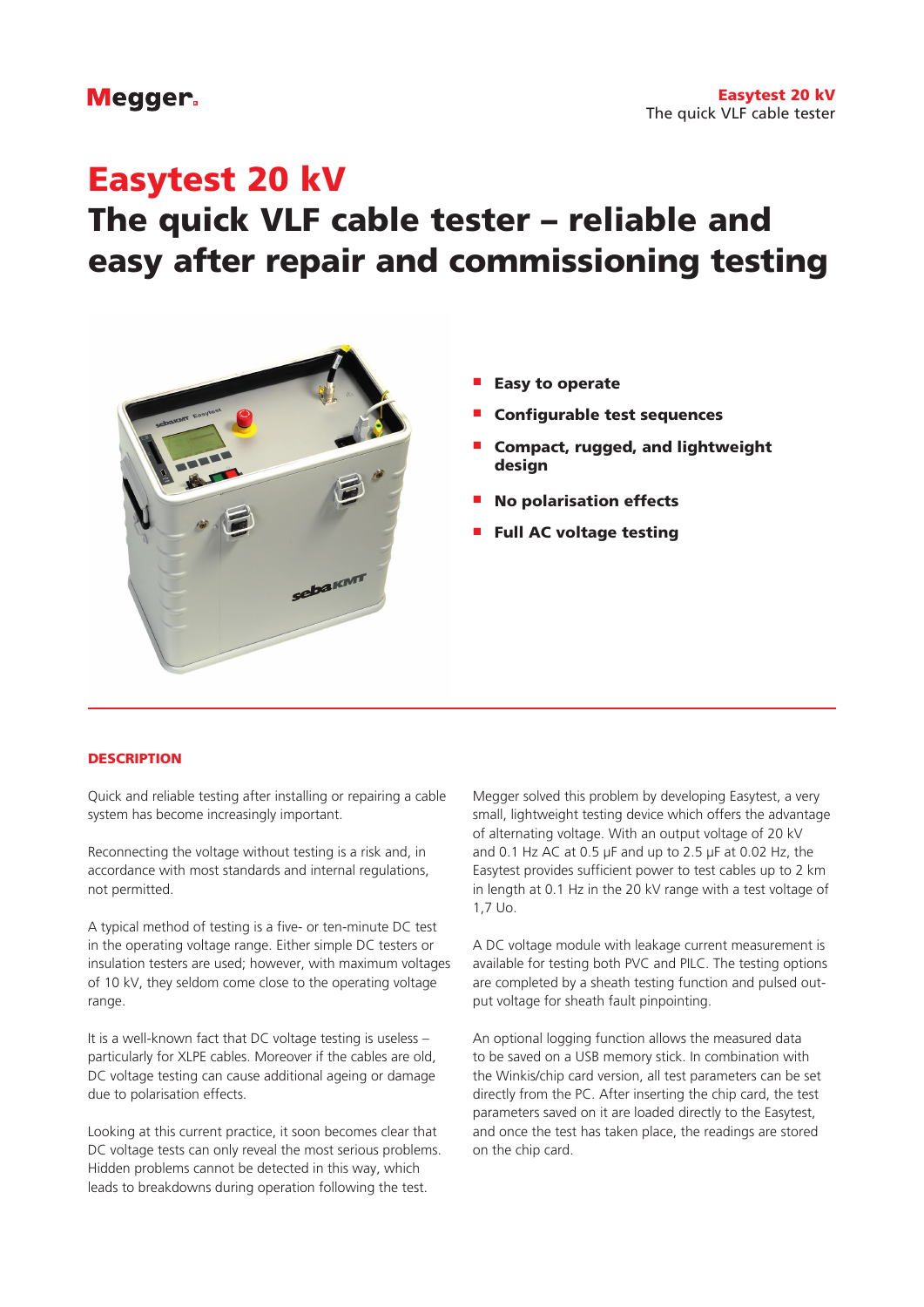# Easytest 20 kV

## The quick VLF cable tester – reliable and easy after repair and commissioning testing

- **Easy to operate**
- **Configurable test sequences**
- **Compact, rugged, and lightweight design**
- **No polarisation effects**
- **Full AC voltage testing**

### DESCRIPTION

Quick and reliable testing after installing or repairing a cable system has become increasingly important.

Reconnecting the voltage without testing is a risk and, in accordance with most standards and internal regulations, not permitted.

A typical method of testing is a five- or ten-minute DC test in the operating voltage range. Either simple DC testers or insulation testers are used; however, with maximum voltages of 10 kV, they seldom come close to the operating voltage range.

It is a well-known fact that DC voltage testing is useless – particularly for XLPE cables. Moreover if the cables are old, DC voltage testing can cause additional ageing or damage due to polarisation effects.

Looking at this current practice, it soon becomes clear that DC voltage tests can only reveal the most serious problems. Hidden problems cannot be detected in this way, which leads to breakdowns during operation following the test.

Megger solved this problem by developing Easytest, a very small, lightweight testing device which offers the advantage of alternating voltage. With an output voltage of 20 kV and 0.1 Hz AC at 0.5 µF and up to 2.5 µF at 0.02 Hz, the Easytest provides sufficient power to test cables up to 2 km in length at 0.1 Hz in the 20 kV range with a test voltage of 1,7 Uo.

A DC voltage module with leakage current measurement is available for testing both PVC and PILC. The testing options are completed by a sheath testing function and pulsed output voltage for sheath fault pinpointing.

An optional logging function allows the measured data to be saved on a USB memory stick. In combination with the Winkis/chip card version, all test parameters can be set directly from the PC. After inserting the chip card, the test parameters saved on it are loaded directly to the Easytest, and once the test has taken place, the readings are stored on the chip card.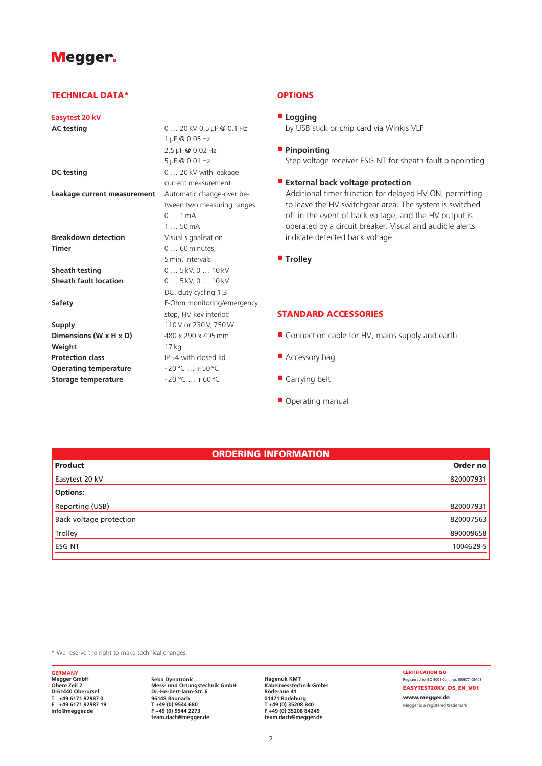Megger.

## TECHNICAL DATA*

### Easytest 20 kV

| | |
|---|---|
| **AC testing** | 0 … 20 kV 0.5 µF @ 0.1 Hz<br>1 µF @ 0.05 Hz<br>2.5 µF @ 0.02 Hz<br>5 µF @ 0.01 Hz |
| **DC testing** | 0 … 20 kV with leakage current measurement |
| **Leakage current measurement** | Automatic change-over between two measuring ranges:<br>0 … 1 mA<br>1 … 50 mA |
| **Breakdown detection** | Visual signalisation |
| **Timer** | 0 … 60 minutes,<br>5 min. intervals |
| **Sheath testing** | 0 … 5 kV, 0 … 10 kV |
| **Sheath fault location** | 0 … 5 kV, 0 … 10 kV<br>DC, duty cycling 1:3 |
| **Safety** | F-Ohm monitoring/emergency stop, HV key interloc |
| **Supply** | 110 V or 230 V, 750 W |
| **Dimensions (W x H x D)** | 480 x 290 x 495 mm |
| **Weight** | 17 kg |
| **Protection class** | IP 54 with closed lid |
| **Operating temperature** | - 20 °C … + 50 °C |
| **Storage temperature** | - 20 °C … + 60 °C |

## OPTIONS

- **Logging**
  by USB stick or chip card via Winkis VLF
- **Pinpointing**
  Step voltage receiver ESG NT for sheath fault pinpointing
- **External back voltage protection**
  Additional timer function for delayed HV ON, permitting to leave the HV switchgear area. The system is switched off in the event of back voltage, and the HV output is operated by a circuit breaker. Visual and audible alerts indicate detected back voltage.
- **Trolley**

## STANDARD ACCESSORIES

- Connection cable for HV, mains supply and earth
- Accessory bag
- Carrying belt
- Operating manual

## ORDERING INFORMATION

| Product | Order no |
|---|---|
| Easytest 20 kV | 820007931 |
| **Options:** | |
| Reporting (USB) | 820007931 |
| Back voltage protection | 820007563 |
| Trolley | 890009658 |
| ESG NT | 1004629-S |

* We reserve the right to make technical changes.

**GERMANY**
**Megger GmbH**
**Obere Zeil 2**
**D-61440 Oberursel**
**T +49 6171 92987 0**
**F +49 6171 92987 19**
**info@megger.de**

**Seba Dynatronic**
**Mess- und Ortungstechnik GmbH**
**Dr.-Herbert-Iann-Str. 6**
**96148 Baunach**
**T +49 (0) 9544 680**
**F +49 (0) 9544 2273**
**team.dach@megger.de**

**Hagenuk KMT**
**Kabelmesstechnik GmbH**
**Röderaue 41**
**01471 Radeburg**
**T +49 (0) 35208 840**
**F +49 (0) 35208 84249**
**team.dach@megger.de**

**CERTIFICATION ISO**
Registered to ISO 9001 Cert. no. 000677 QM08
**EASYTEST20KV_DS_EN_V01**
**www.megger.de**
Megger is a registered trademark